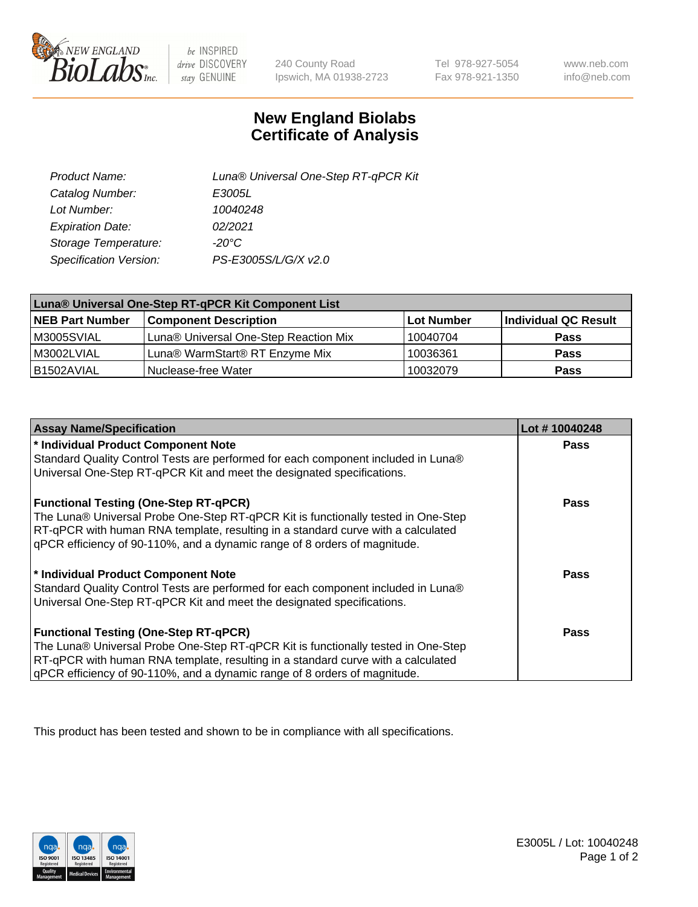# New England Biolabs Certificate of Analysis

| | |
|---|---|
| *Product Name:* | *Luna® Universal One-Step RT-qPCR Kit* |
| *Catalog Number:* | *E3005L* |
| *Lot Number:* | *10040248* |
| *Expiration Date:* | *02/2021* |
| *Storage Temperature:* | *-20°C* |
| *Specification Version:* | *PS-E3005S/L/G/X v2.0* |

| Luna® Universal One-Step RT-qPCR Kit Component List | | | |
|---|---|---|---|
| **NEB Part Number** | **Component Description** | **Lot Number** | **Individual QC Result** |
| M3005SVIAL | Luna® Universal One-Step Reaction Mix | 10040704 | **Pass** |
| M3002LVIAL | Luna® WarmStart® RT Enzyme Mix | 10036361 | **Pass** |
| B1502AVIAL | Nuclease-free Water | 10032079 | **Pass** |

| Assay Name/Specification | Lot # 10040248 |
|---|---|
| **\* Individual Product Component Note**<br>Standard Quality Control Tests are performed for each component included in Luna® Universal One-Step RT-qPCR Kit and meet the designated specifications. | **Pass** |
| **Functional Testing (One-Step RT-qPCR)**<br>The Luna® Universal Probe One-Step RT-qPCR Kit is functionally tested in One-Step RT-qPCR with human RNA template, resulting in a standard curve with a calculated qPCR efficiency of 90-110%, and a dynamic range of 8 orders of magnitude. | **Pass** |
| **\* Individual Product Component Note**<br>Standard Quality Control Tests are performed for each component included in Luna® Universal One-Step RT-qPCR Kit and meet the designated specifications. | **Pass** |
| **Functional Testing (One-Step RT-qPCR)**<br>The Luna® Universal Probe One-Step RT-qPCR Kit is functionally tested in One-Step RT-qPCR with human RNA template, resulting in a standard curve with a calculated qPCR efficiency of 90-110%, and a dynamic range of 8 orders of magnitude. | **Pass** |

This product has been tested and shown to be in compliance with all specifications.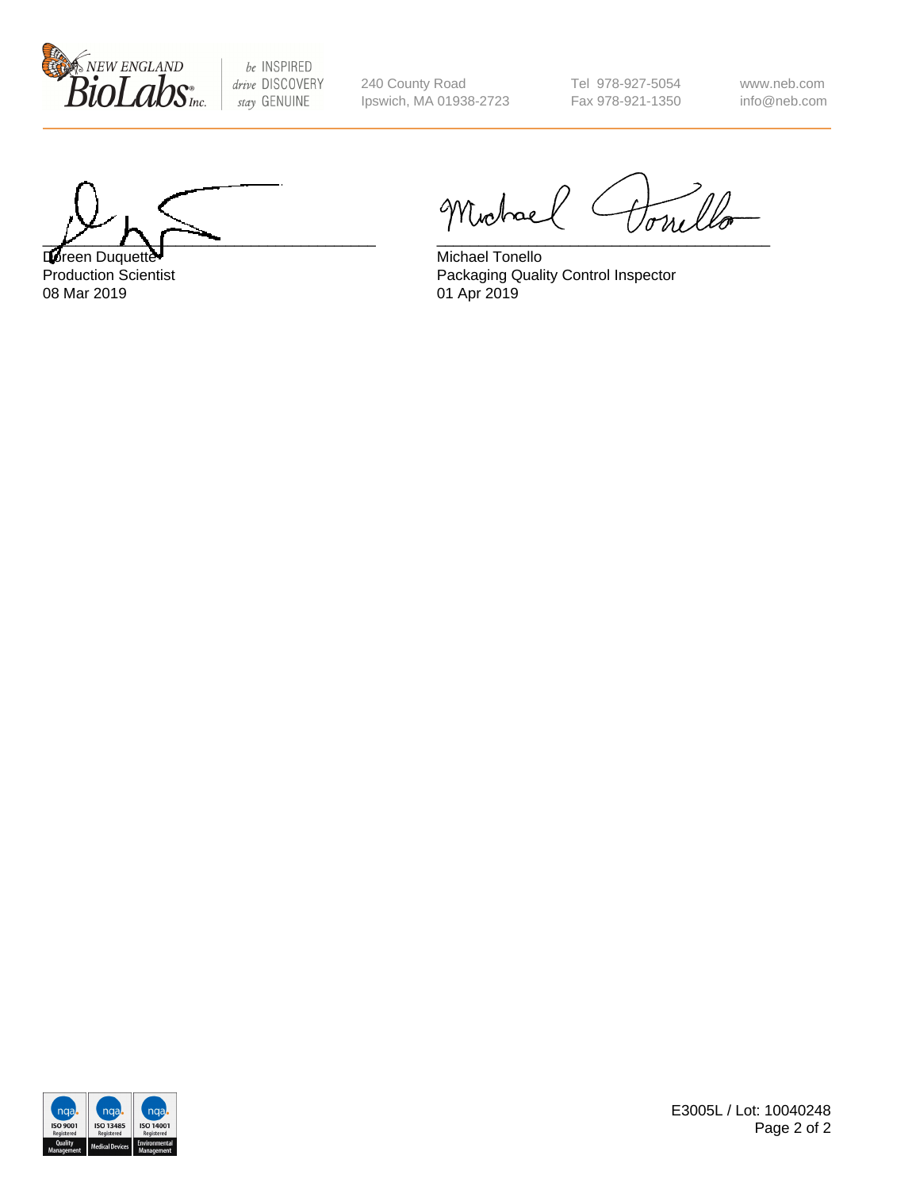Doreen Duquette
Production Scientist
08 Mar 2019

Michael Tonello
Packaging Quality Control Inspector
01 Apr 2019

E3005L / Lot: 10040248